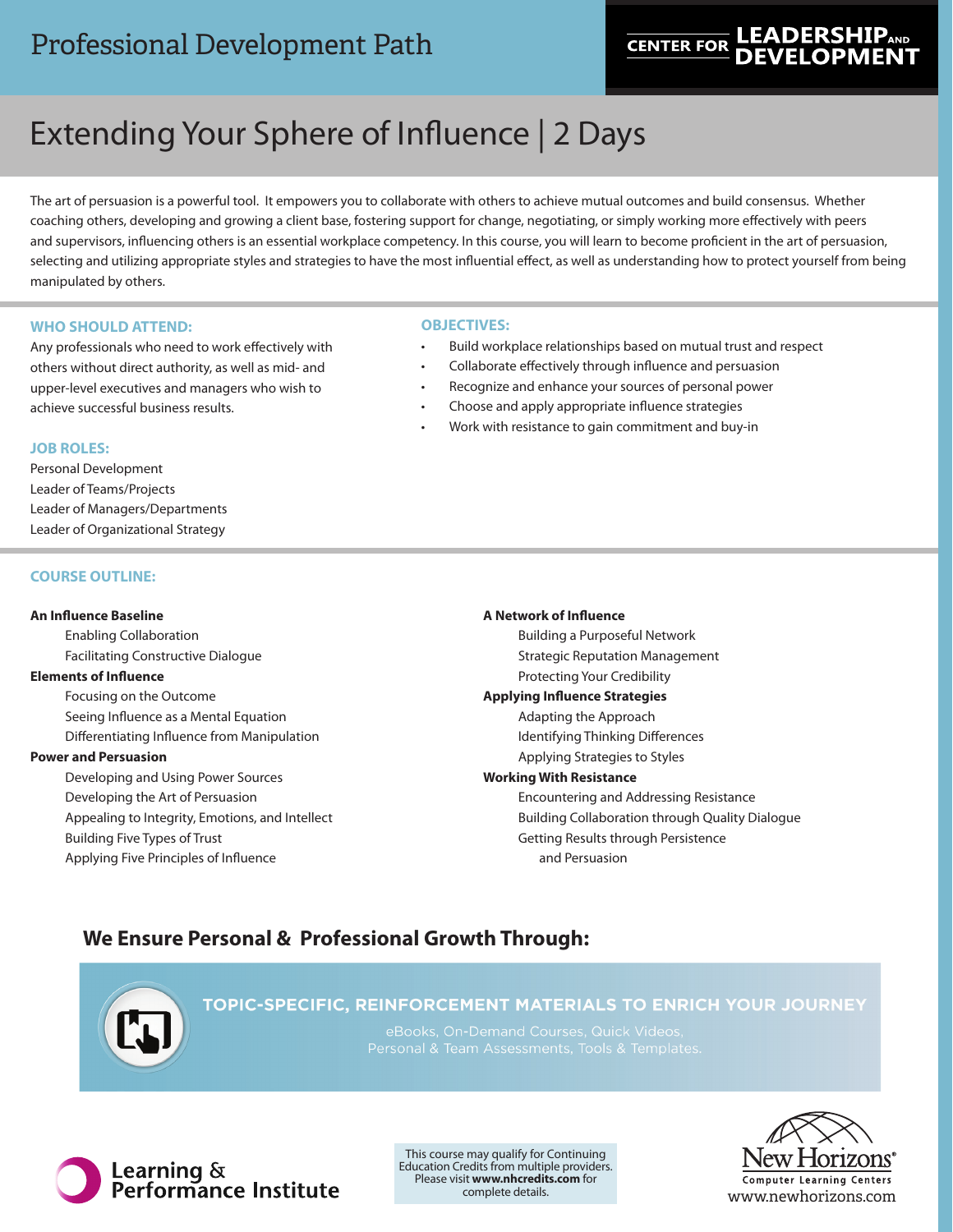# Professional Development Path

CENTER FOR LEADERSHIP AND DEVELOPMENT

## Extending Your Sphere of Influence | 2 Days

The art of persuasion is a powerful tool. It empowers you to collaborate with others to achieve mutual outcomes and build consensus. Whether coaching others, developing and growing a client base, fostering support for change, negotiating, or simply working more effectively with peers and supervisors, influencing others is an essential workplace competency. In this course, you will learn to become proficient in the art of persuasion, selecting and utilizing appropriate styles and strategies to have the most influential effect, as well as understanding how to protect yourself from being manipulated by others.

### WHO SHOULD ATTEND:

Any professionals who need to work effectively with others without direct authority, as well as mid- and upper-level executives and managers who wish to achieve successful business results.

### JOB ROLES:

Personal Development
Leader of Teams/Projects
Leader of Managers/Departments
Leader of Organizational Strategy

### OBJECTIVES:

- Build workplace relationships based on mutual trust and respect
- Collaborate effectively through influence and persuasion
- Recognize and enhance your sources of personal power
- Choose and apply appropriate influence strategies
- Work with resistance to gain commitment and buy-in

### COURSE OUTLINE:

**An Influence Baseline**
- Enabling Collaboration
- Facilitating Constructive Dialogue

**Elements of Influence**
- Focusing on the Outcome
- Seeing Influence as a Mental Equation
- Differentiating Influence from Manipulation

**Power and Persuasion**
- Developing and Using Power Sources
- Developing the Art of Persuasion
- Appealing to Integrity, Emotions, and Intellect
- Building Five Types of Trust
- Applying Five Principles of Influence

**A Network of Influence**
- Building a Purposeful Network
- Strategic Reputation Management
- Protecting Your Credibility

**Applying Influence Strategies**
- Adapting the Approach
- Identifying Thinking Differences
- Applying Strategies to Styles

**Working With Resistance**
- Encountering and Addressing Resistance
- Building Collaboration through Quality Dialogue
- Getting Results through Persistence and Persuasion

## We Ensure Personal & Professional Growth Through:

**TOPIC-SPECIFIC, REINFORCEMENT MATERIALS TO ENRICH YOUR JOURNEY**

eBooks, On-Demand Courses, Quick Videos, Personal & Team Assessments, Tools & Templates.

Learning & Performance Institute

This course may qualify for Continuing Education Credits from multiple providers. Please visit **www.nhcredits.com** for complete details.

New Horizons® Computer Learning Centers
www.newhorizons.com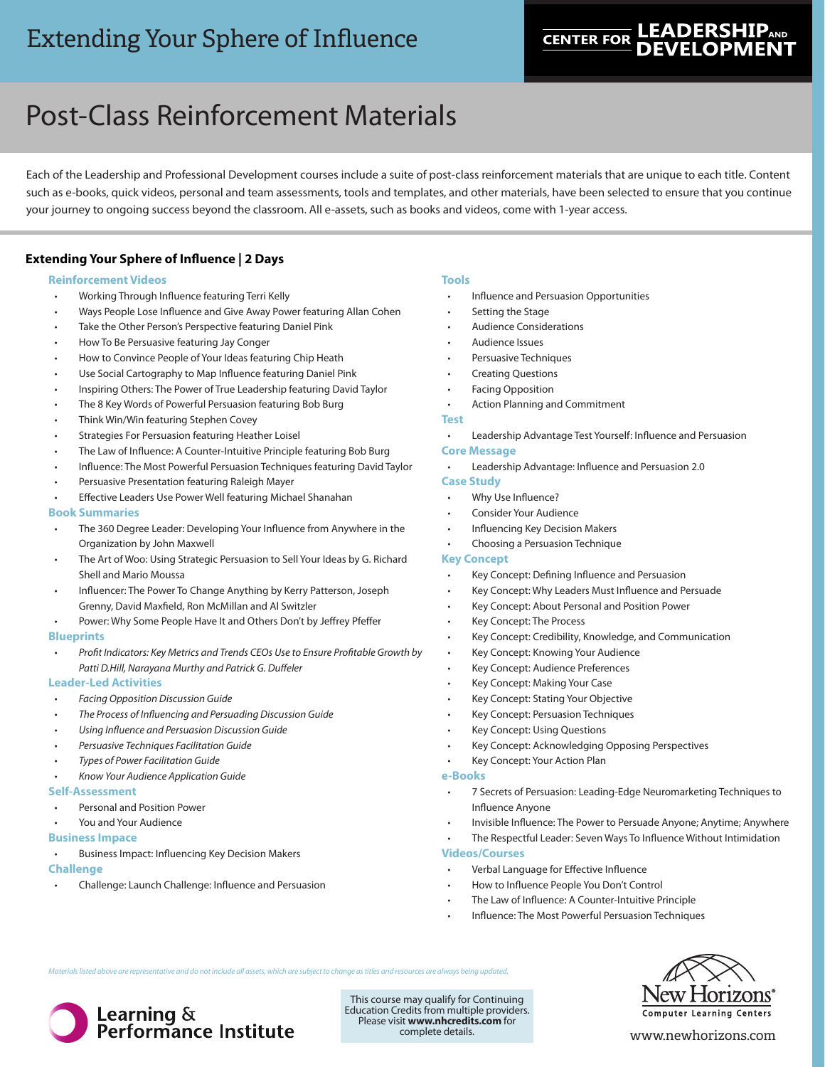# Extending Your Sphere of Influence

**CENTER FOR LEADERSHIP AND DEVELOPMENT**

## Post-Class Reinforcement Materials

Each of the Leadership and Professional Development courses include a suite of post-class reinforcement materials that are unique to each title. Content such as e-books, quick videos, personal and team assessments, tools and templates, and other materials, have been selected to ensure that you continue your journey to ongoing success beyond the classroom. All e-assets, such as books and videos, come with 1-year access.

### Extending Your Sphere of Influence | 2 Days

#### Reinforcement Videos

- Working Through Influence featuring Terri Kelly
- Ways People Lose Influence and Give Away Power featuring Allan Cohen
- Take the Other Person's Perspective featuring Daniel Pink
- How To Be Persuasive featuring Jay Conger
- How to Convince People of Your Ideas featuring Chip Heath
- Use Social Cartography to Map Influence featuring Daniel Pink
- Inspiring Others: The Power of True Leadership featuring David Taylor
- The 8 Key Words of Powerful Persuasion featuring Bob Burg
- Think Win/Win featuring Stephen Covey
- Strategies For Persuasion featuring Heather Loisel
- The Law of Influence: A Counter-Intuitive Principle featuring Bob Burg
- Influence: The Most Powerful Persuasion Techniques featuring David Taylor
- Persuasive Presentation featuring Raleigh Mayer
- Effective Leaders Use Power Well featuring Michael Shanahan

#### Book Summaries

- The 360 Degree Leader: Developing Your Influence from Anywhere in the Organization by John Maxwell
- The Art of Woo: Using Strategic Persuasion to Sell Your Ideas by G. Richard Shell and Mario Moussa
- Influencer: The Power To Change Anything by Kerry Patterson, Joseph Grenny, David Maxfield, Ron McMillan and Al Switzler
- Power: Why Some People Have It and Others Don't by Jeffrey Pfeffer

#### Blueprints

- *Profit Indicators: Key Metrics and Trends CEOs Use to Ensure Profitable Growth by Patti D.Hill, Narayana Murthy and Patrick G. Duffeler*

#### Leader-Led Activities

- *Facing Opposition Discussion Guide*
- *The Process of Influencing and Persuading Discussion Guide*
- *Using Influence and Persuasion Discussion Guide*
- *Persuasive Techniques Facilitation Guide*
- *Types of Power Facilitation Guide*
- *Know Your Audience Application Guide*

#### Self-Assessment

- Personal and Position Power
- You and Your Audience

#### Business Impact

- Business Impact: Influencing Key Decision Makers

#### Challenge

- Challenge: Launch Challenge: Influence and Persuasion

#### Tools

- Influence and Persuasion Opportunities
- Setting the Stage
- Audience Considerations
- Audience Issues
- Persuasive Techniques
- Creating Questions
- Facing Opposition
- Action Planning and Commitment

#### Test

- Leadership Advantage Test Yourself: Influence and Persuasion

#### Core Message

- Leadership Advantage: Influence and Persuasion 2.0

#### Case Study

- Why Use Influence?
- Consider Your Audience
- Influencing Key Decision Makers
- Choosing a Persuasion Technique

#### Key Concept

- Key Concept: Defining Influence and Persuasion
- Key Concept: Why Leaders Must Influence and Persuade
- Key Concept: About Personal and Position Power
- Key Concept: The Process
- Key Concept: Credibility, Knowledge, and Communication
- Key Concept: Knowing Your Audience
- Key Concept: Audience Preferences
- Key Concept: Making Your Case
- Key Concept: Stating Your Objective
- Key Concept: Persuasion Techniques
- Key Concept: Using Questions
- Key Concept: Acknowledging Opposing Perspectives
- Key Concept: Your Action Plan

#### e-Books

- 7 Secrets of Persuasion: Leading-Edge Neuromarketing Techniques to Influence Anyone
- Invisible Influence: The Power to Persuade Anyone; Anytime; Anywhere
- The Respectful Leader: Seven Ways To Influence Without Intimidation

#### Videos/Courses

- Verbal Language for Effective Influence
- How to Influence People You Don't Control
- The Law of Influence: A Counter-Intuitive Principle
- Influence: The Most Powerful Persuasion Techniques

*Materials listed above are representative and do not include all assets, which are subject to change as titles and resources are always being updated.*

Learning & Performance Institute

This course may qualify for Continuing Education Credits from multiple providers. Please visit **www.nhcredits.com** for complete details.

New Horizons® Computer Learning Centers

www.newhorizons.com